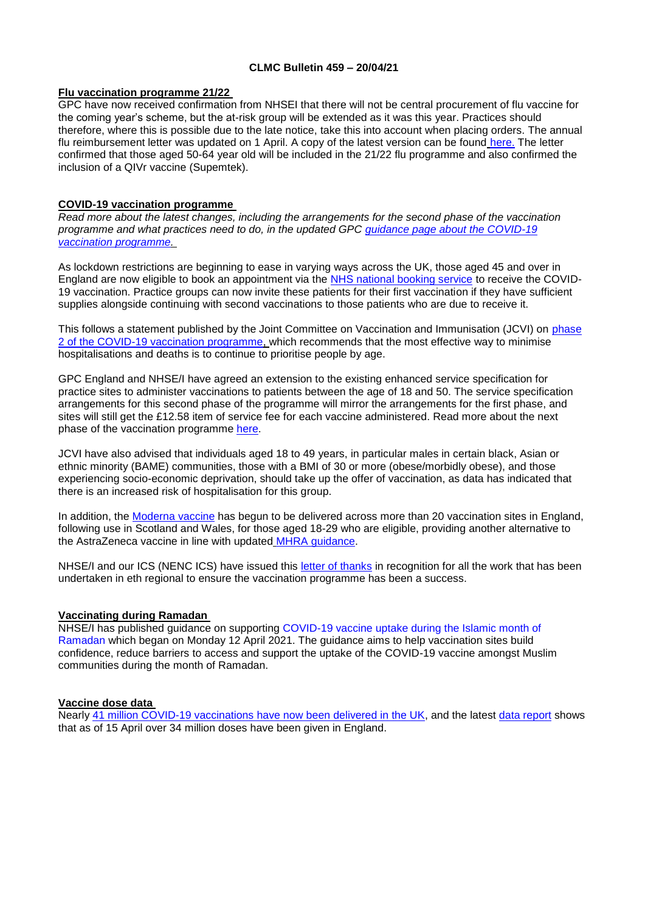**CLMC Bulletin 459 – 20/04/21**

**Flu vaccination programme 21/22**

GPC have now received confirmation from NHSEI that there will not be central procurement of flu vaccine for the coming year's scheme, but the at-risk group will be extended as it was this year. Practices should therefore, where this is possible due to the late notice, take this into account when placing orders. The annual flu reimbursement letter was updated on 1 April. A copy of the latest version can be found here. The letter confirmed that those aged 50-64 year old will be included in the 21/22 flu programme and also confirmed the inclusion of a QIVr vaccine (Supemtek).

**COVID-19 vaccination programme**

*Read more about the latest changes, including the arrangements for the second phase of the vaccination programme and what practices need to do, in the updated GPC guidance page about the COVID-19 vaccination programme.*

As lockdown restrictions are beginning to ease in varying ways across the UK, those aged 45 and over in England are now eligible to book an appointment via the NHS national booking service to receive the COVID-19 vaccination. Practice groups can now invite these patients for their first vaccination if they have sufficient supplies alongside continuing with second vaccinations to those patients who are due to receive it.

This follows a statement published by the Joint Committee on Vaccination and Immunisation (JCVI) on phase 2 of the COVID-19 vaccination programme, which recommends that the most effective way to minimise hospitalisations and deaths is to continue to prioritise people by age.

GPC England and NHSE/I have agreed an extension to the existing enhanced service specification for practice sites to administer vaccinations to patients between the age of 18 and 50. The service specification arrangements for this second phase of the programme will mirror the arrangements for the first phase, and sites will still get the £12.58 item of service fee for each vaccine administered. Read more about the next phase of the vaccination programme here.

JCVI have also advised that individuals aged 18 to 49 years, in particular males in certain black, Asian or ethnic minority (BAME) communities, those with a BMI of 30 or more (obese/morbidly obese), and those experiencing socio-economic deprivation, should take up the offer of vaccination, as data has indicated that there is an increased risk of hospitalisation for this group.

In addition, the Moderna vaccine has begun to be delivered across more than 20 vaccination sites in England, following use in Scotland and Wales, for those aged 18-29 who are eligible, providing another alternative to the AstraZeneca vaccine in line with updated MHRA guidance.

NHSE/I and our ICS (NENC ICS) have issued this letter of thanks in recognition for all the work that has been undertaken in eth regional to ensure the vaccination programme has been a success.

**Vaccinating during Ramadan**

NHSE/I has published guidance on supporting COVID-19 vaccine uptake during the Islamic month of Ramadan which began on Monday 12 April 2021. The guidance aims to help vaccination sites build confidence, reduce barriers to access and support the uptake of the COVID-19 vaccine amongst Muslim communities during the month of Ramadan.

**Vaccine dose data**

Nearly 41 million COVID-19 vaccinations have now been delivered in the UK, and the latest data report shows that as of 15 April over 34 million doses have been given in England.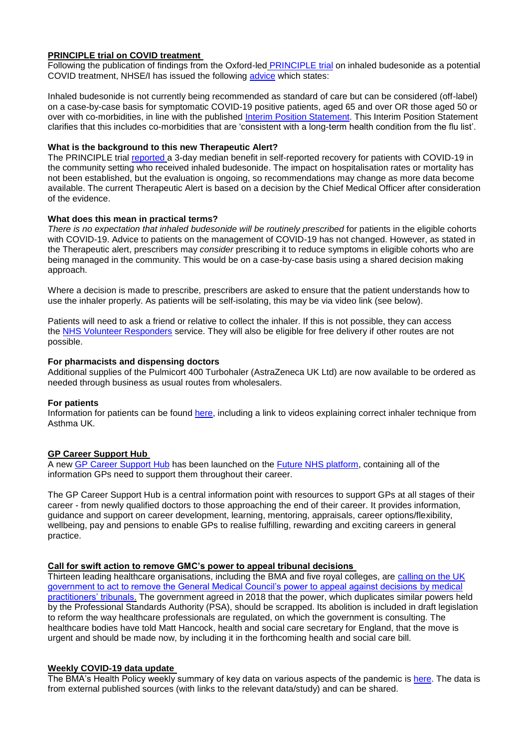## PRINCIPLE trial on COVID treatment

Following the publication of findings from the Oxford-led PRINCIPLE trial on inhaled budesonide as a potential COVID treatment, NHSE/I has issued the following advice which states:

Inhaled budesonide is not currently being recommended as standard of care but can be considered (off-label) on a case-by-case basis for symptomatic COVID-19 positive patients, aged 65 and over OR those aged 50 or over with co-morbidities, in line with the published Interim Position Statement. This Interim Position Statement clarifies that this includes co-morbidities that are 'consistent with a long-term health condition from the flu list'.

**What is the background to this new Therapeutic Alert?**

The PRINCIPLE trial reported a 3-day median benefit in self-reported recovery for patients with COVID-19 in the community setting who received inhaled budesonide. The impact on hospitalisation rates or mortality has not been established, but the evaluation is ongoing, so recommendations may change as more data become available. The current Therapeutic Alert is based on a decision by the Chief Medical Officer after consideration of the evidence.

**What does this mean in practical terms?**

*There is no expectation that inhaled budesonide will be routinely prescribed* for patients in the eligible cohorts with COVID-19. Advice to patients on the management of COVID-19 has not changed. However, as stated in the Therapeutic alert, prescribers may *consider* prescribing it to reduce symptoms in eligible cohorts who are being managed in the community. This would be on a case-by-case basis using a shared decision making approach.

Where a decision is made to prescribe, prescribers are asked to ensure that the patient understands how to use the inhaler properly. As patients will be self-isolating, this may be via video link (see below).

Patients will need to ask a friend or relative to collect the inhaler. If this is not possible, they can access the NHS Volunteer Responders service. They will also be eligible for free delivery if other routes are not possible.

**For pharmacists and dispensing doctors**

Additional supplies of the Pulmicort 400 Turbohaler (AstraZeneca UK Ltd) are now available to be ordered as needed through business as usual routes from wholesalers.

**For patients**

Information for patients can be found here, including a link to videos explaining correct inhaler technique from Asthma UK.

## GP Career Support Hub

A new GP Career Support Hub has been launched on the Future NHS platform, containing all of the information GPs need to support them throughout their career.

The GP Career Support Hub is a central information point with resources to support GPs at all stages of their career - from newly qualified doctors to those approaching the end of their career. It provides information, guidance and support on career development, learning, mentoring, appraisals, career options/flexibility, wellbeing, pay and pensions to enable GPs to realise fulfilling, rewarding and exciting careers in general practice.

## Call for swift action to remove GMC's power to appeal tribunal decisions

Thirteen leading healthcare organisations, including the BMA and five royal colleges, are calling on the UK government to act to remove the General Medical Council's power to appeal against decisions by medical practitioners' tribunals. The government agreed in 2018 that the power, which duplicates similar powers held by the Professional Standards Authority (PSA), should be scrapped. Its abolition is included in draft legislation to reform the way healthcare professionals are regulated, on which the government is consulting. The healthcare bodies have told Matt Hancock, health and social care secretary for England, that the move is urgent and should be made now, by including it in the forthcoming health and social care bill.

## Weekly COVID-19 data update

The BMA's Health Policy weekly summary of key data on various aspects of the pandemic is here. The data is from external published sources (with links to the relevant data/study) and can be shared.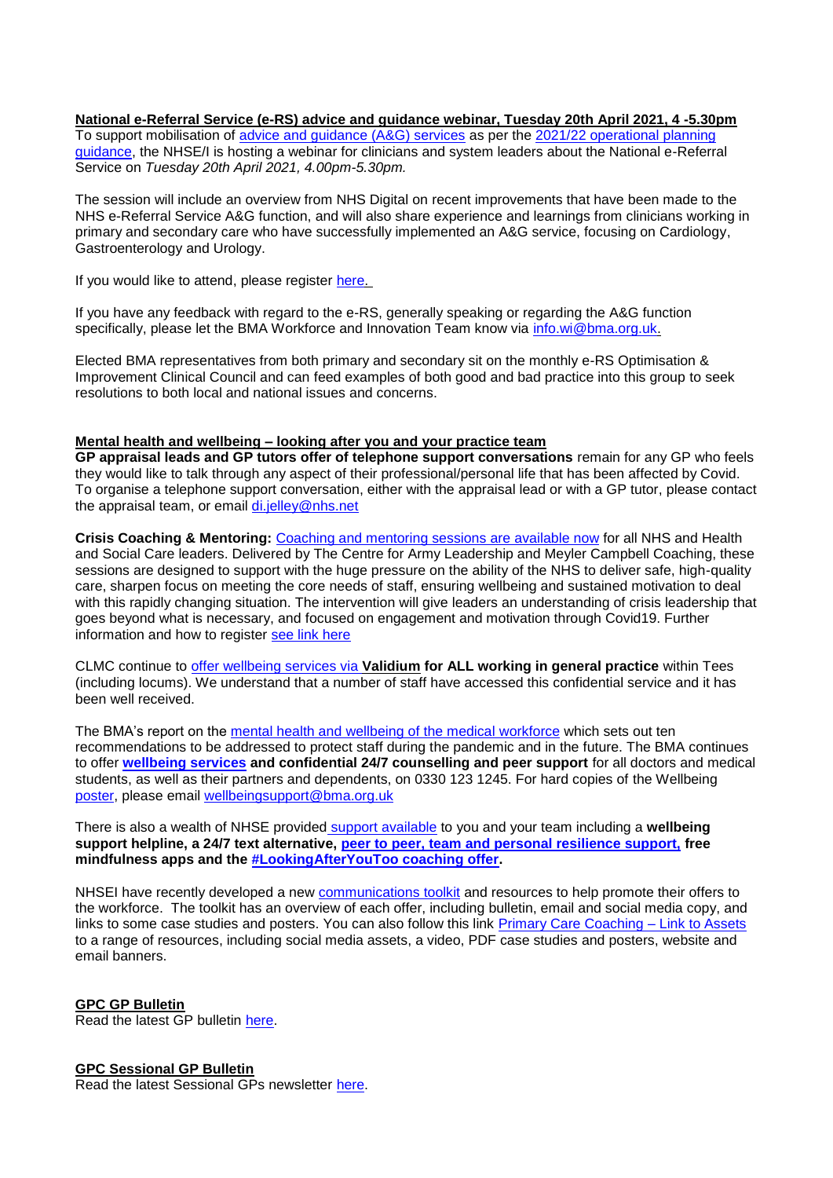**National e-Referral Service (e-RS) advice and guidance webinar, Tuesday 20th April 2021, 4 -5.30pm**

To support mobilisation of advice and guidance (A&G) services as per the 2021/22 operational planning guidance, the NHSE/I is hosting a webinar for clinicians and system leaders about the National e-Referral Service on *Tuesday 20th April 2021, 4.00pm-5.30pm.*

The session will include an overview from NHS Digital on recent improvements that have been made to the NHS e-Referral Service A&G function, and will also share experience and learnings from clinicians working in primary and secondary care who have successfully implemented an A&G service, focusing on Cardiology, Gastroenterology and Urology.

If you would like to attend, please register here.

If you have any feedback with regard to the e-RS, generally speaking or regarding the A&G function specifically, please let the BMA Workforce and Innovation Team know via info.wi@bma.org.uk.

Elected BMA representatives from both primary and secondary sit on the monthly e-RS Optimisation & Improvement Clinical Council and can feed examples of both good and bad practice into this group to seek resolutions to both local and national issues and concerns.

**Mental health and wellbeing – looking after you and your practice team**

**GP appraisal leads and GP tutors offer of telephone support conversations** remain for any GP who feels they would like to talk through any aspect of their professional/personal life that has been affected by Covid. To organise a telephone support conversation, either with the appraisal lead or with a GP tutor, please contact the appraisal team, or email di.jelley@nhs.net

**Crisis Coaching & Mentoring:** Coaching and mentoring sessions are available now for all NHS and Health and Social Care leaders. Delivered by The Centre for Army Leadership and Meyler Campbell Coaching, these sessions are designed to support with the huge pressure on the ability of the NHS to deliver safe, high-quality care, sharpen focus on meeting the core needs of staff, ensuring wellbeing and sustained motivation to deal with this rapidly changing situation. The intervention will give leaders an understanding of crisis leadership that goes beyond what is necessary, and focused on engagement and motivation through Covid19. Further information and how to register see link here

CLMC continue to offer wellbeing services via **Validium for ALL working in general practice** within Tees (including locums). We understand that a number of staff have accessed this confidential service and it has been well received.

The BMA's report on the mental health and wellbeing of the medical workforce which sets out ten recommendations to be addressed to protect staff during the pandemic and in the future. The BMA continues to offer **wellbeing services and confidential 24/7 counselling and peer support** for all doctors and medical students, as well as their partners and dependents, on 0330 123 1245. For hard copies of the Wellbeing poster, please email wellbeingsupport@bma.org.uk

There is also a wealth of NHSE provided support available to you and your team including a **wellbeing support helpline, a 24/7 text alternative, peer to peer, team and personal resilience support, free mindfulness apps and the #LookingAfterYouToo coaching offer.**

NHSEI have recently developed a new communications toolkit and resources to help promote their offers to the workforce. The toolkit has an overview of each offer, including bulletin, email and social media copy, and links to some case studies and posters. You can also follow this link Primary Care Coaching – Link to Assets to a range of resources, including social media assets, a video, PDF case studies and posters, website and email banners.

**GPC GP Bulletin**

Read the latest GP bulletin here.

**GPC Sessional GP Bulletin**

Read the latest Sessional GPs newsletter here.